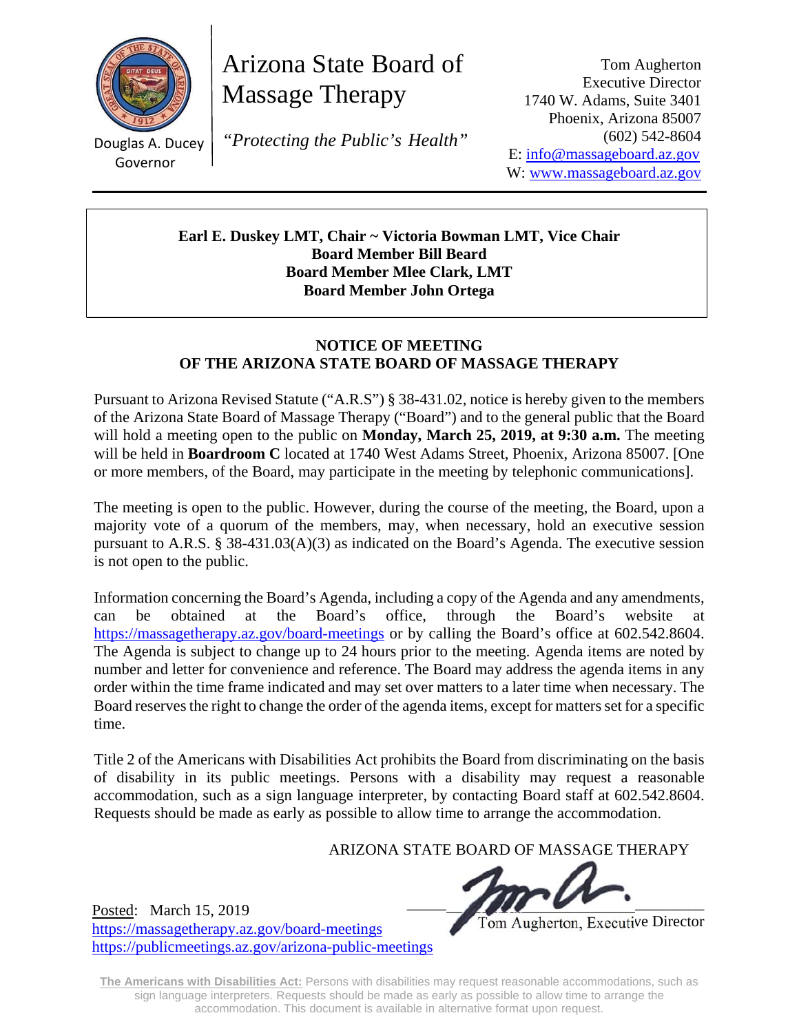Douglas A. Ducey
Governor

# Arizona State Board of Massage Therapy

*"Protecting the Public's Health"*

Tom Augherton
Executive Director
1740 W. Adams, Suite 3401
Phoenix, Arizona 85007
(602) 542-8604
E: info@massageboard.az.gov
W: www.massageboard.az.gov

---

**Earl E. Duskey LMT, Chair ~ Victoria Bowman LMT, Vice Chair**
**Board Member Bill Beard**
**Board Member Mlee Clark, LMT**
**Board Member John Ortega**

## NOTICE OF MEETING
## OF THE ARIZONA STATE BOARD OF MASSAGE THERAPY

Pursuant to Arizona Revised Statute ("A.R.S") § 38-431.02, notice is hereby given to the members of the Arizona State Board of Massage Therapy ("Board") and to the general public that the Board will hold a meeting open to the public on **Monday, March 25, 2019, at 9:30 a.m.** The meeting will be held in **Boardroom C** located at 1740 West Adams Street, Phoenix, Arizona 85007. [One or more members, of the Board, may participate in the meeting by telephonic communications].

The meeting is open to the public. However, during the course of the meeting, the Board, upon a majority vote of a quorum of the members, may, when necessary, hold an executive session pursuant to A.R.S. § 38-431.03(A)(3) as indicated on the Board's Agenda. The executive session is not open to the public.

Information concerning the Board's Agenda, including a copy of the Agenda and any amendments, can be obtained at the Board's office, through the Board's website at https://massagetherapy.az.gov/board-meetings or by calling the Board's office at 602.542.8604. The Agenda is subject to change up to 24 hours prior to the meeting. Agenda items are noted by number and letter for convenience and reference. The Board may address the agenda items in any order within the time frame indicated and may set over matters to a later time when necessary. The Board reserves the right to change the order of the agenda items, except for matters set for a specific time.

Title 2 of the Americans with Disabilities Act prohibits the Board from discriminating on the basis of disability in its public meetings. Persons with a disability may request a reasonable accommodation, such as a sign language interpreter, by contacting Board staff at 602.542.8604. Requests should be made as early as possible to allow time to arrange the accommodation.

ARIZONA STATE BOARD OF MASSAGE THERAPY

Posted: March 15, 2019
https://massagetherapy.az.gov/board-meetings
https://publicmeetings.az.gov/arizona-public-meetings

Tom Augherton, Executive Director

**The Americans with Disabilities Act:** Persons with disabilities may request reasonable accommodations, such as sign language interpreters. Requests should be made as early as possible to allow time to arrange the accommodation. This document is available in alternative format upon request.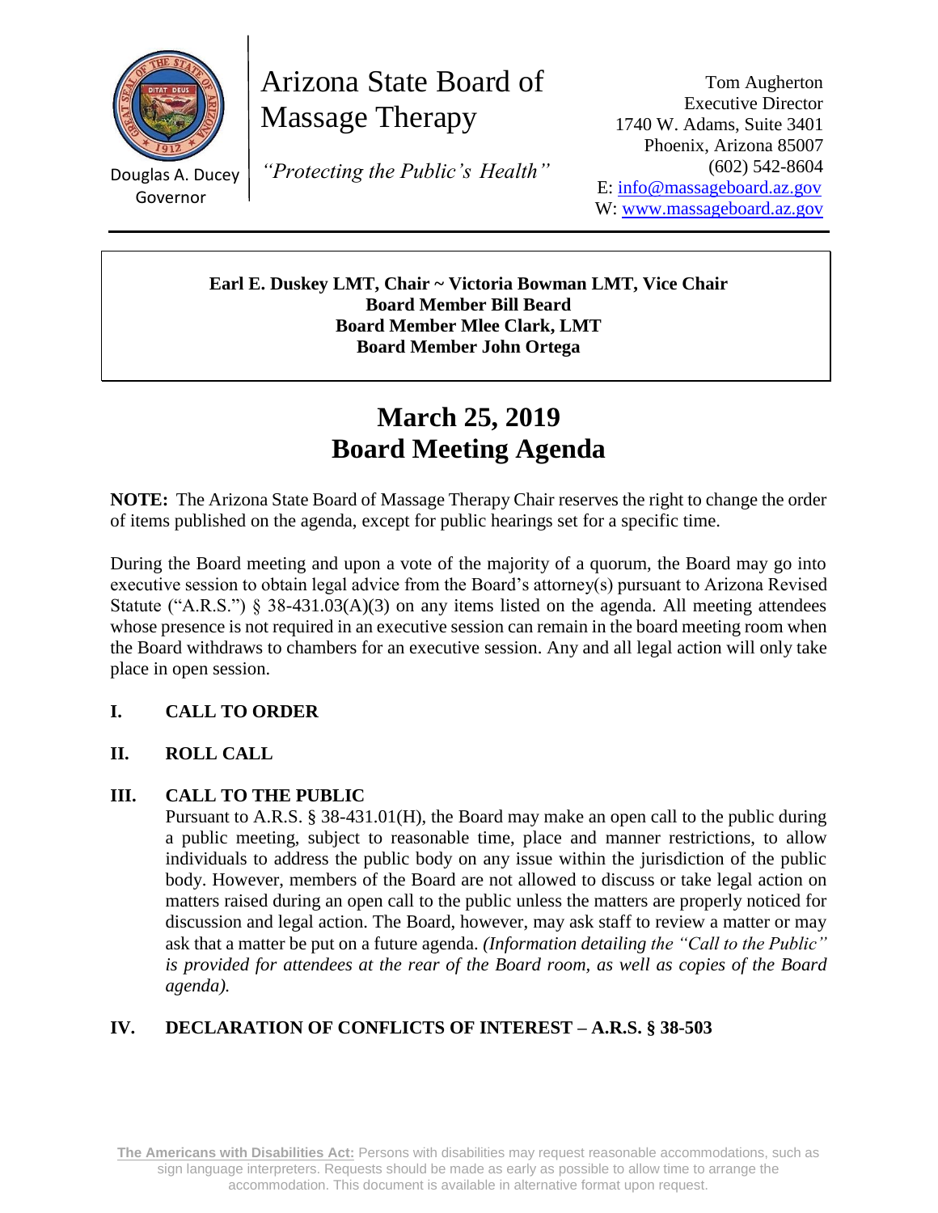Arizona State Board of Massage Therapy

*"Protecting the Public's Health"*

Douglas A. Ducey
Governor

Tom Augherton
Executive Director
1740 W. Adams, Suite 3401
Phoenix, Arizona 85007
(602) 542-8604
E: info@massageboard.az.gov
W: www.massageboard.az.gov

**Earl E. Duskey LMT, Chair ~ Victoria Bowman LMT, Vice Chair**
**Board Member Bill Beard**
**Board Member Mlee Clark, LMT**
**Board Member John Ortega**

# March 25, 2019
# Board Meeting Agenda

**NOTE:** The Arizona State Board of Massage Therapy Chair reserves the right to change the order of items published on the agenda, except for public hearings set for a specific time.

During the Board meeting and upon a vote of the majority of a quorum, the Board may go into executive session to obtain legal advice from the Board's attorney(s) pursuant to Arizona Revised Statute ("A.R.S.") § 38-431.03(A)(3) on any items listed on the agenda. All meeting attendees whose presence is not required in an executive session can remain in the board meeting room when the Board withdraws to chambers for an executive session. Any and all legal action will only take place in open session.

## I. CALL TO ORDER

## II. ROLL CALL

## III. CALL TO THE PUBLIC

Pursuant to A.R.S. § 38-431.01(H), the Board may make an open call to the public during a public meeting, subject to reasonable time, place and manner restrictions, to allow individuals to address the public body on any issue within the jurisdiction of the public body. However, members of the Board are not allowed to discuss or take legal action on matters raised during an open call to the public unless the matters are properly noticed for discussion and legal action. The Board, however, may ask staff to review a matter or may ask that a matter be put on a future agenda. *(Information detailing the "Call to the Public" is provided for attendees at the rear of the Board room, as well as copies of the Board agenda).*

## IV. DECLARATION OF CONFLICTS OF INTEREST – A.R.S. § 38-503

**The Americans with Disabilities Act:** Persons with disabilities may request reasonable accommodations, such as sign language interpreters. Requests should be made as early as possible to allow time to arrange the accommodation. This document is available in alternative format upon request.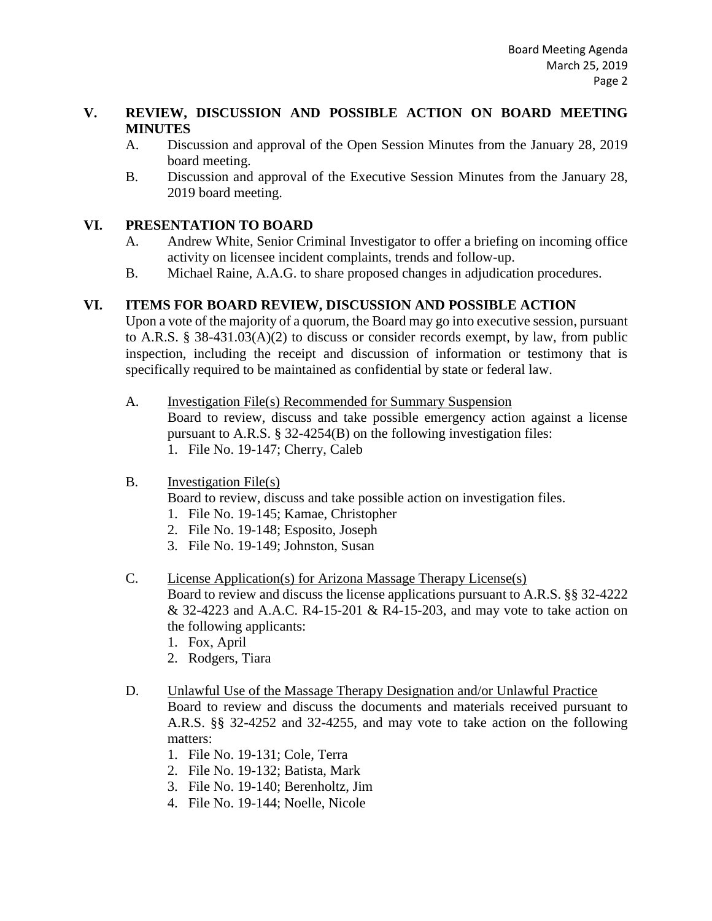## V. REVIEW, DISCUSSION AND POSSIBLE ACTION ON BOARD MEETING MINUTES

A. Discussion and approval of the Open Session Minutes from the January 28, 2019 board meeting.

B. Discussion and approval of the Executive Session Minutes from the January 28, 2019 board meeting.

## VI. PRESENTATION TO BOARD

A. Andrew White, Senior Criminal Investigator to offer a briefing on incoming office activity on licensee incident complaints, trends and follow-up.

B. Michael Raine, A.A.G. to share proposed changes in adjudication procedures.

## VI. ITEMS FOR BOARD REVIEW, DISCUSSION AND POSSIBLE ACTION

Upon a vote of the majority of a quorum, the Board may go into executive session, pursuant to A.R.S. § 38-431.03(A)(2) to discuss or consider records exempt, by law, from public inspection, including the receipt and discussion of information or testimony that is specifically required to be maintained as confidential by state or federal law.

A. Investigation File(s) Recommended for Summary Suspension
Board to review, discuss and take possible emergency action against a license pursuant to A.R.S. § 32-4254(B) on the following investigation files:
1. File No. 19-147; Cherry, Caleb

B. Investigation File(s)
Board to review, discuss and take possible action on investigation files.
1. File No. 19-145; Kamae, Christopher
2. File No. 19-148; Esposito, Joseph
3. File No. 19-149; Johnston, Susan

C. License Application(s) for Arizona Massage Therapy License(s)
Board to review and discuss the license applications pursuant to A.R.S. §§ 32-4222 & 32-4223 and A.A.C. R4-15-201 & R4-15-203, and may vote to take action on the following applicants:
1. Fox, April
2. Rodgers, Tiara

D. Unlawful Use of the Massage Therapy Designation and/or Unlawful Practice
Board to review and discuss the documents and materials received pursuant to A.R.S. §§ 32-4252 and 32-4255, and may vote to take action on the following matters:
1. File No. 19-131; Cole, Terra
2. File No. 19-132; Batista, Mark
3. File No. 19-140; Berenholtz, Jim
4. File No. 19-144; Noelle, Nicole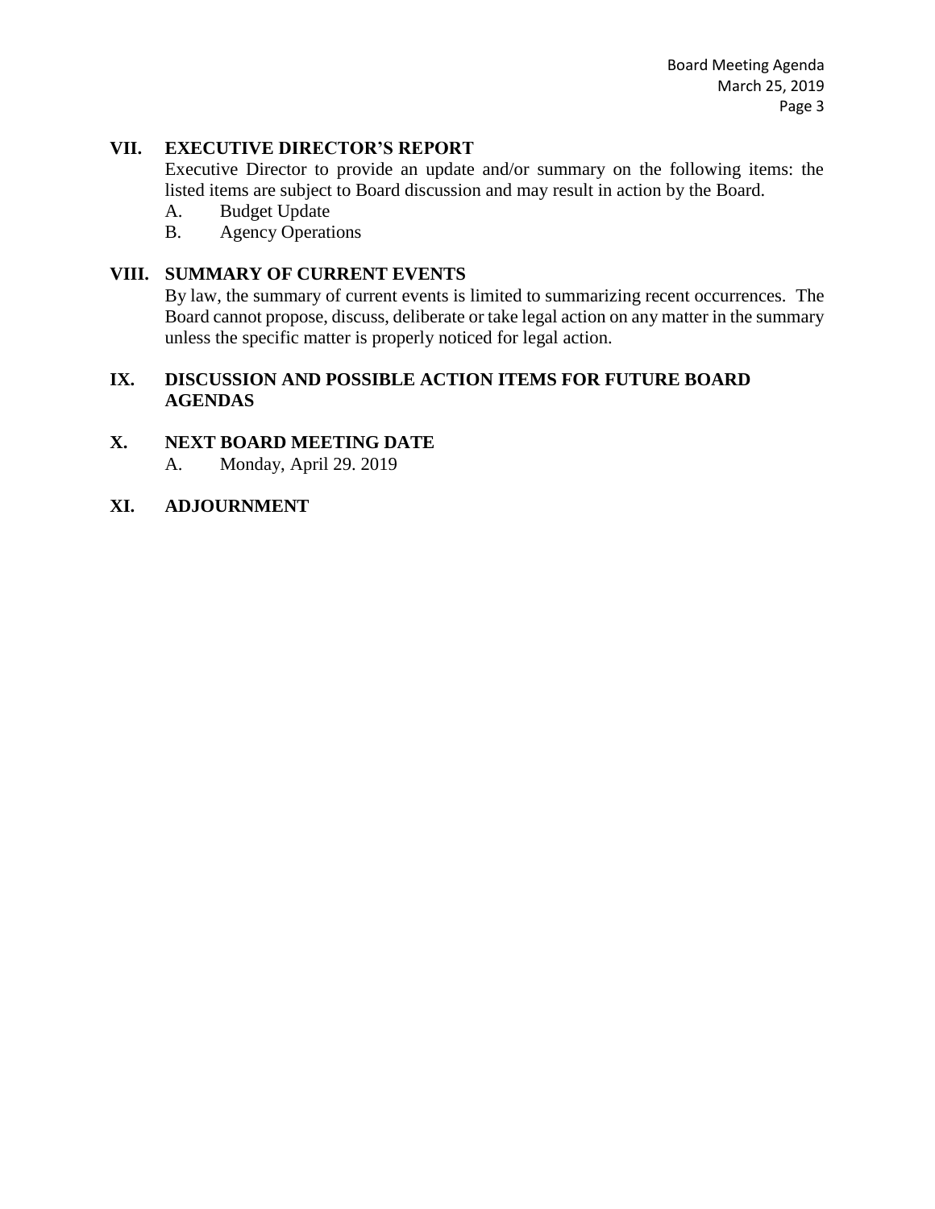## VII. EXECUTIVE DIRECTOR'S REPORT

Executive Director to provide an update and/or summary on the following items: the listed items are subject to Board discussion and may result in action by the Board.

A. Budget Update

B. Agency Operations

## VIII. SUMMARY OF CURRENT EVENTS

By law, the summary of current events is limited to summarizing recent occurrences. The Board cannot propose, discuss, deliberate or take legal action on any matter in the summary unless the specific matter is properly noticed for legal action.

## IX. DISCUSSION AND POSSIBLE ACTION ITEMS FOR FUTURE BOARD AGENDAS

## X. NEXT BOARD MEETING DATE

A. Monday, April 29. 2019

## XI. ADJOURNMENT